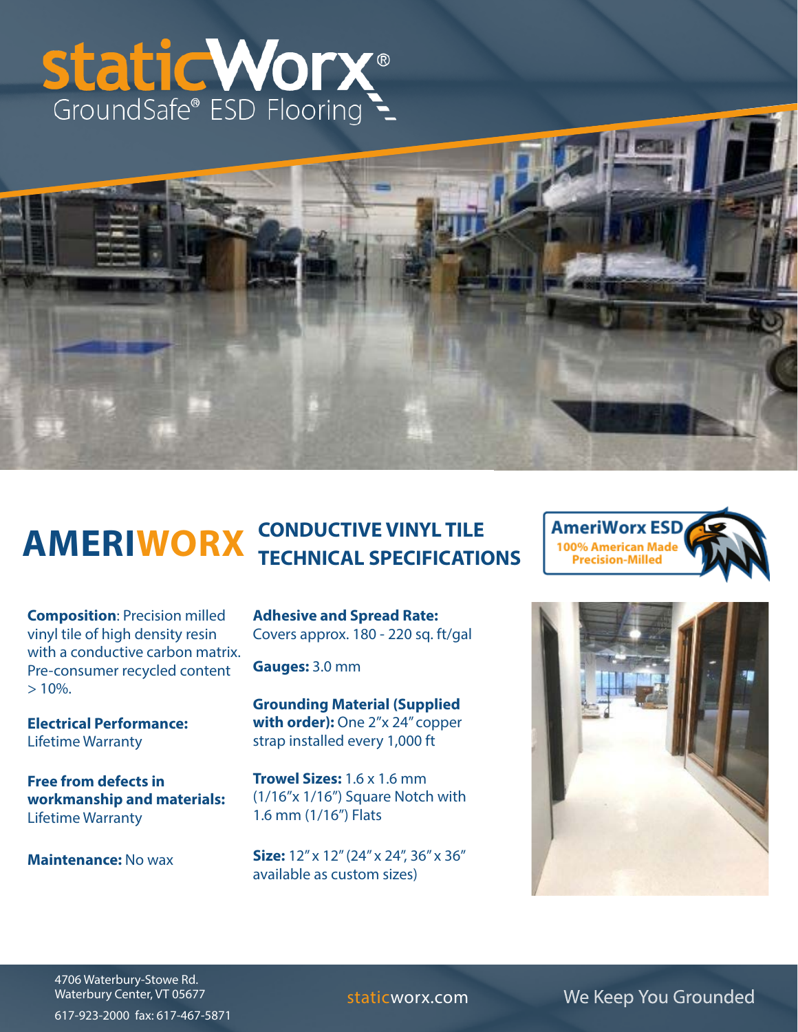# staticWorx®

GroundSafe® ESD Flooring

## AMERIWORX CONDUCTIVE VINYL TILE TECHNICAL SPECIFICATIONS

AmeriWorx ESD
100% American Made
Precision-Milled

**Composition**: Precision milled vinyl tile of high density resin with a conductive carbon matrix. Pre-consumer recycled content > 10%.

**Electrical Performance:** Lifetime Warranty

**Free from defects in workmanship and materials:** Lifetime Warranty

**Maintenance:** No wax

**Adhesive and Spread Rate:** Covers approx. 180 - 220 sq. ft/gal

**Gauges:** 3.0 mm

**Grounding Material (Supplied with order):** One 2"x 24" copper strap installed every 1,000 ft

**Trowel Sizes:** 1.6 x 1.6 mm (1/16"x 1/16") Square Notch with 1.6 mm (1/16") Flats

**Size:** 12" x 12" (24" x 24", 36" x 36" available as custom sizes)

4706 Waterbury-Stowe Rd.
Waterbury Center, VT 05677
617-923-2000 fax: 617-467-5871

staticworx.com

We Keep You Grounded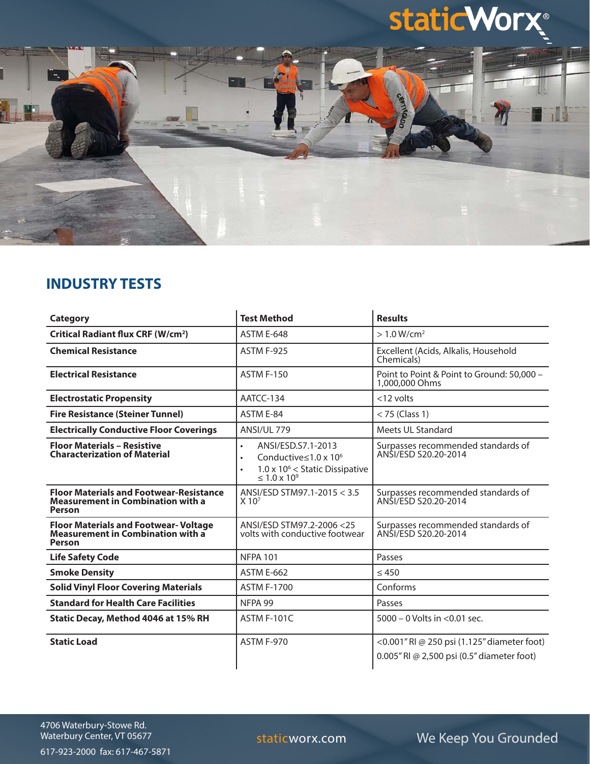## INDUSTRY TESTS

| Category | Test Method | Results |
|---|---|---|
| **Critical Radiant flux CRF (W/cm²)** | ASTM E-648 | > 1.0 W/cm² |
| **Chemical Resistance** | ASTM F-925 | Excellent (Acids, Alkalis, Household Chemicals) |
| **Electrical Resistance** | ASTM F-150 | Point to Point & Point to Ground: 50,000 – 1,000,000 Ohms |
| **Electrostatic Propensity** | AATCC-134 | <12 volts |
| **Fire Resistance (Steiner Tunnel)** | ASTM E-84 | < 75 (Class 1) |
| **Electrically Conductive Floor Coverings** | ANSI/UL 779 | Meets UL Standard |
| **Floor Materials – Resistive Characterization of Material** | • ANSI/ESD.S7.1-2013<br>• Conductive $\leq 1.0 \times 10^6$<br>• $1.0 \times 10^6 <$ Static Dissipative $\leq 1.0 \times 10^9$ | Surpasses recommended standards of ANSI/ESD S20.20-2014 |
| **Floor Materials and Footwear-Resistance Measurement in Combination with a Person** | ANSI/ESD STM97.1-2015 $< 3.5 \times 10^7$ | Surpasses recommended standards of ANSI/ESD S20.20-2014 |
| **Floor Materials and Footwear- Voltage Measurement in Combination with a Person** | ANSI/ESD STM97.2-2006 <25 volts with conductive footwear | Surpasses recommended standards of ANSI/ESD S20.20-2014 |
| **Life Safety Code** | NFPA 101 | Passes |
| **Smoke Density** | ASTM E-662 | ≤ 450 |
| **Solid Vinyl Floor Covering Materials** | ASTM F-1700 | Conforms |
| **Standard for Health Care Facilities** | NFPA 99 | Passes |
| **Static Decay, Method 4046 at 15% RH** | ASTM F-101C | 5000 – 0 Volts in <0.01 sec. |
| **Static Load** | ASTM F-970 | <0.001" RI @ 250 psi (1.125" diameter foot)<br>0.005" RI @ 2,500 psi (0.5" diameter foot) |

4706 Waterbury-Stowe Rd.
Waterbury Center, VT 05677

617-923-2000 fax: 617-467-5871

staticworx.com

We Keep You Grounded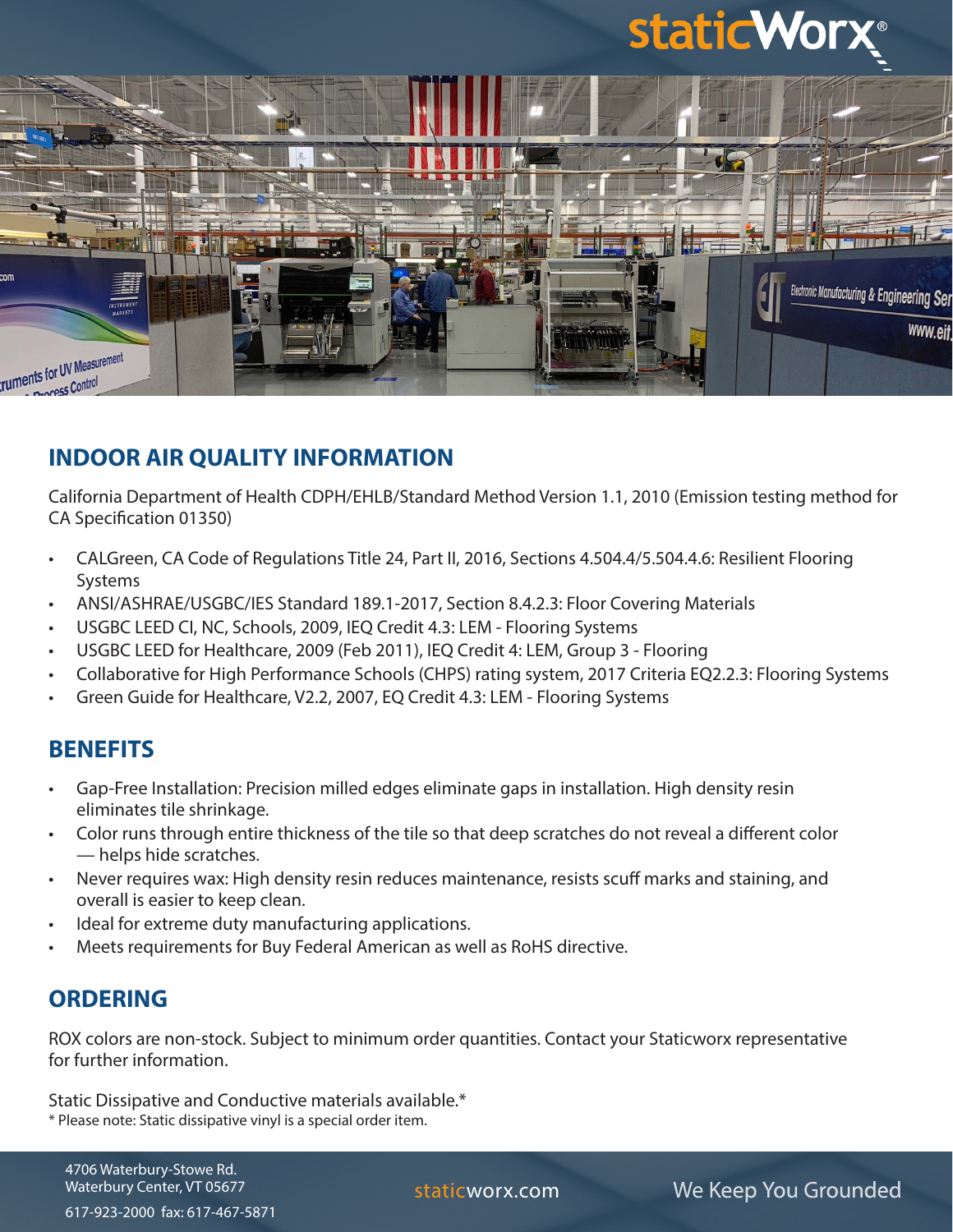## INDOOR AIR QUALITY INFORMATION

California Department of Health CDPH/EHLB/Standard Method Version 1.1, 2010 (Emission testing method for CA Specification 01350)

- CALGreen, CA Code of Regulations Title 24, Part II, 2016, Sections 4.504.4/5.504.4.6: Resilient Flooring Systems
- ANSI/ASHRAE/USGBC/IES Standard 189.1-2017, Section 8.4.2.3: Floor Covering Materials
- USGBC LEED CI, NC, Schools, 2009, IEQ Credit 4.3: LEM - Flooring Systems
- USGBC LEED for Healthcare, 2009 (Feb 2011), IEQ Credit 4: LEM, Group 3 - Flooring
- Collaborative for High Performance Schools (CHPS) rating system, 2017 Criteria EQ2.2.3: Flooring Systems
- Green Guide for Healthcare, V2.2, 2007, EQ Credit 4.3: LEM - Flooring Systems

## BENEFITS

- Gap-Free Installation: Precision milled edges eliminate gaps in installation. High density resin eliminates tile shrinkage.
- Color runs through entire thickness of the tile so that deep scratches do not reveal a different color — helps hide scratches.
- Never requires wax: High density resin reduces maintenance, resists scuff marks and staining, and overall is easier to keep clean.
- Ideal for extreme duty manufacturing applications.
- Meets requirements for Buy Federal American as well as RoHS directive.

## ORDERING

ROX colors are non-stock. Subject to minimum order quantities. Contact your Staticworx representative for further information.

Static Dissipative and Conductive materials available.*

* Please note: Static dissipative vinyl is a special order item.

4706 Waterbury-Stowe Rd.
Waterbury Center, VT 05677
617-923-2000 fax: 617-467-5871

staticworx.com

We Keep You Grounded